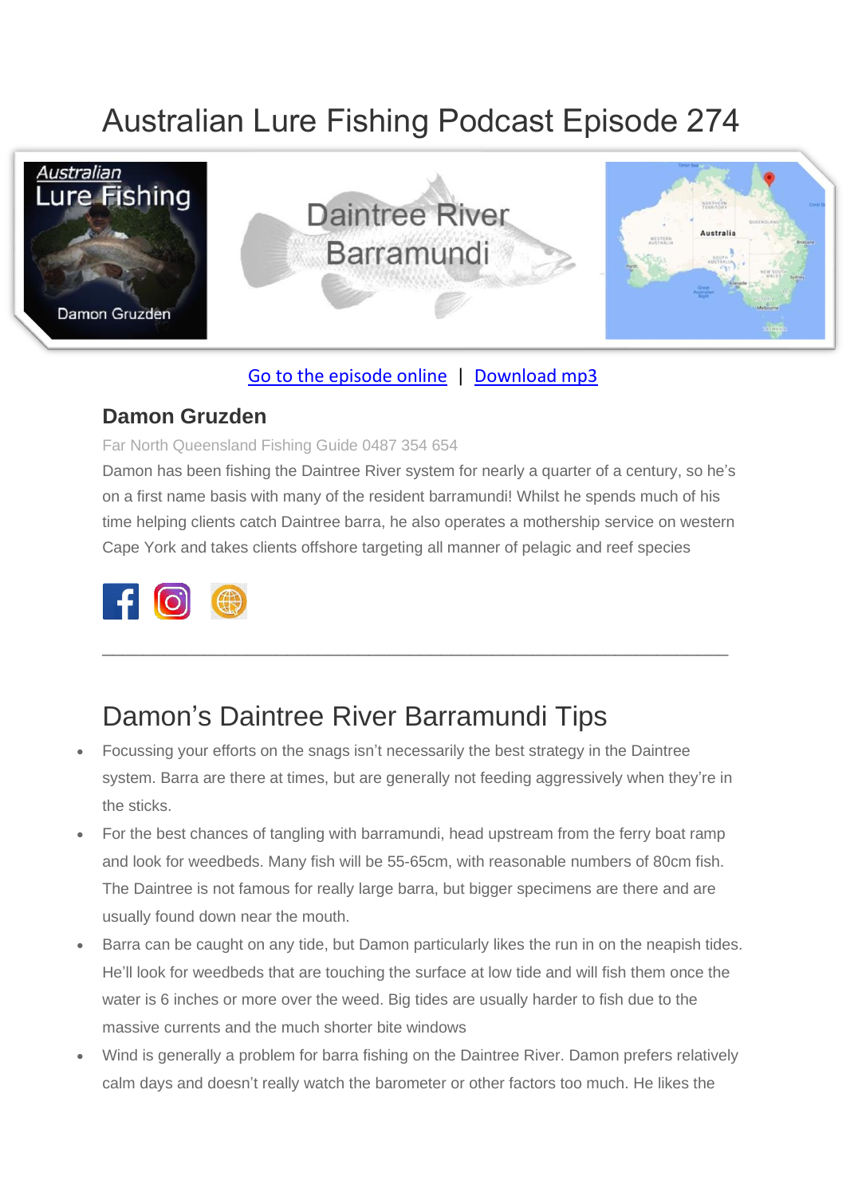# Australian Lure Fishing Podcast Episode 274

Go to the episode online | Download mp3

## Damon Gruzden

Far North Queensland Fishing Guide 0487 354 654

Damon has been fishing the Daintree River system for nearly a quarter of a century, so he's on a first name basis with many of the resident barramundi! Whilst he spends much of his time helping clients catch Daintree barra, he also operates a mothership service on western Cape York and takes clients offshore targeting all manner of pelagic and reef species

---

# Damon's Daintree River Barramundi Tips

- Focussing your efforts on the snags isn't necessarily the best strategy in the Daintree system. Barra are there at times, but are generally not feeding aggressively when they're in the sticks.
- For the best chances of tangling with barramundi, head upstream from the ferry boat ramp and look for weedbeds. Many fish will be 55-65cm, with reasonable numbers of 80cm fish. The Daintree is not famous for really large barra, but bigger specimens are there and are usually found down near the mouth.
- Barra can be caught on any tide, but Damon particularly likes the run in on the neapish tides. He'll look for weedbeds that are touching the surface at low tide and will fish them once the water is 6 inches or more over the weed. Big tides are usually harder to fish due to the massive currents and the much shorter bite windows
- Wind is generally a problem for barra fishing on the Daintree River. Damon prefers relatively calm days and doesn't really watch the barometer or other factors too much. He likes the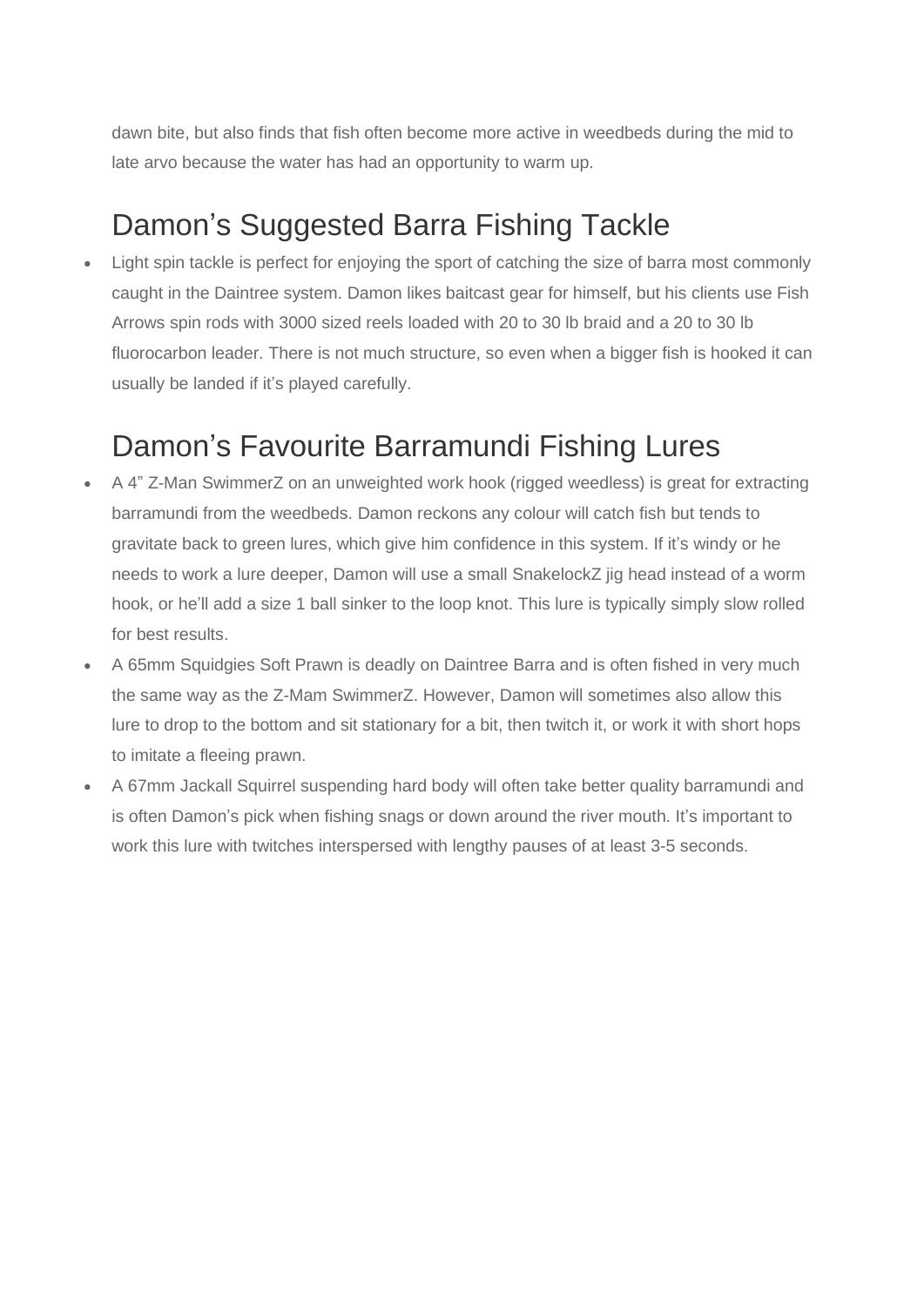dawn bite, but also finds that fish often become more active in weedbeds during the mid to late arvo because the water has had an opportunity to warm up.

## Damon’s Suggested Barra Fishing Tackle

- Light spin tackle is perfect for enjoying the sport of catching the size of barra most commonly caught in the Daintree system. Damon likes baitcast gear for himself, but his clients use Fish Arrows spin rods with 3000 sized reels loaded with 20 to 30 lb braid and a 20 to 30 lb fluorocarbon leader. There is not much structure, so even when a bigger fish is hooked it can usually be landed if it’s played carefully.

## Damon’s Favourite Barramundi Fishing Lures

- A 4” Z-Man SwimmerZ on an unweighted work hook (rigged weedless) is great for extracting barramundi from the weedbeds. Damon reckons any colour will catch fish but tends to gravitate back to green lures, which give him confidence in this system. If it’s windy or he needs to work a lure deeper, Damon will use a small SnakelockZ jig head instead of a worm hook, or he’ll add a size 1 ball sinker to the loop knot. This lure is typically simply slow rolled for best results.
- A 65mm Squidgies Soft Prawn is deadly on Daintree Barra and is often fished in very much the same way as the Z-Mam SwimmerZ. However, Damon will sometimes also allow this lure to drop to the bottom and sit stationary for a bit, then twitch it, or work it with short hops to imitate a fleeing prawn.
- A 67mm Jackall Squirrel suspending hard body will often take better quality barramundi and is often Damon’s pick when fishing snags or down around the river mouth. It’s important to work this lure with twitches interspersed with lengthy pauses of at least 3-5 seconds.